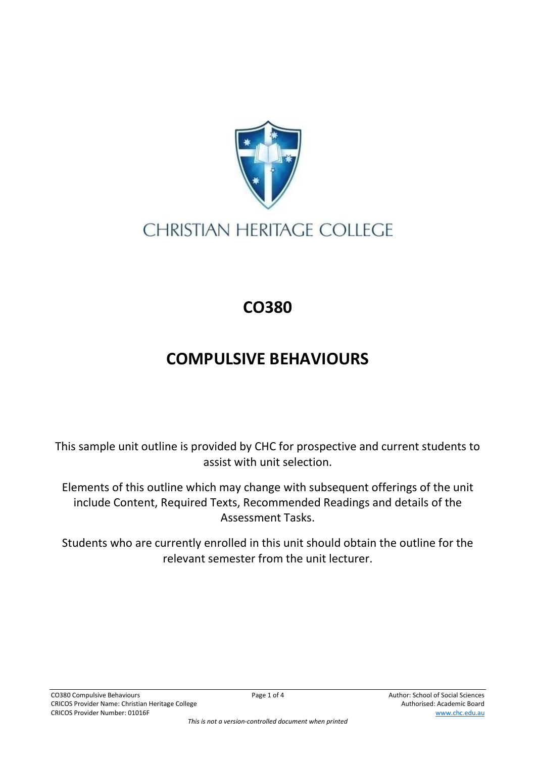CHRISTIAN HERITAGE COLLEGE

# CO380

# COMPULSIVE BEHAVIOURS

This sample unit outline is provided by CHC for prospective and current students to assist with unit selection.

Elements of this outline which may change with subsequent offerings of the unit include Content, Required Texts, Recommended Readings and details of the Assessment Tasks.

Students who are currently enrolled in this unit should obtain the outline for the relevant semester from the unit lecturer.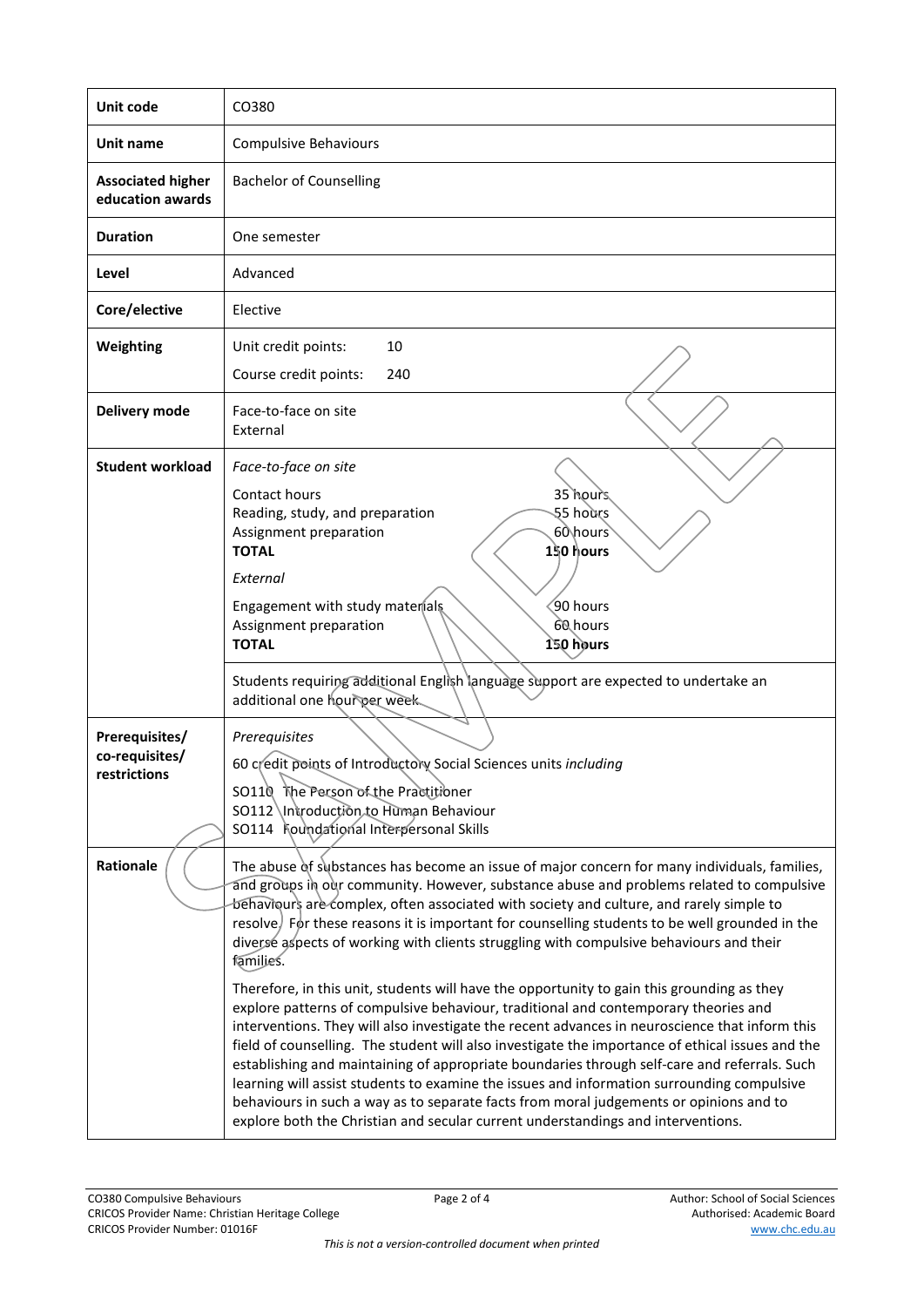| | |
|---|---|
| **Unit code** | CO380 |
| **Unit name** | Compulsive Behaviours |
| **Associated higher education awards** | Bachelor of Counselling |
| **Duration** | One semester |
| **Level** | Advanced |
| **Core/elective** | Elective |
| **Weighting** | Unit credit points: 10<br>Course credit points: 240 |
| **Delivery mode** | Face-to-face on site<br>External |
| **Student workload** | *Face-to-face on site*<br>Contact hours 35 hours<br>Reading, study, and preparation 55 hours<br>Assignment preparation 60 hours<br>**TOTAL 150 hours**<br>*External*<br>Engagement with study materials 90 hours<br>Assignment preparation 60 hours<br>**TOTAL 150 hours**<br><br>Students requiring additional English language support are expected to undertake an additional one hour per week. |
| **Prerequisites/ co-requisites/ restrictions** | *Prerequisites*<br>60 credit points of Introductory Social Sciences units *including*<br>SO110 The Person of the Practitioner<br>SO112 Introduction to Human Behaviour<br>SO114 Foundational Interpersonal Skills |
| **Rationale** | The abuse of substances has become an issue of major concern for many individuals, families, and groups in our community. However, substance abuse and problems related to compulsive behaviours are complex, often associated with society and culture, and rarely simple to resolve. For these reasons it is important for counselling students to be well grounded in the diverse aspects of working with clients struggling with compulsive behaviours and their families.<br><br>Therefore, in this unit, students will have the opportunity to gain this grounding as they explore patterns of compulsive behaviour, traditional and contemporary theories and interventions. They will also investigate the recent advances in neuroscience that inform this field of counselling. The student will also investigate the importance of ethical issues and the establishing and maintaining of appropriate boundaries through self-care and referrals. Such learning will assist students to examine the issues and information surrounding compulsive behaviours in such a way as to separate facts from moral judgements or opinions and to explore both the Christian and secular current understandings and interventions. |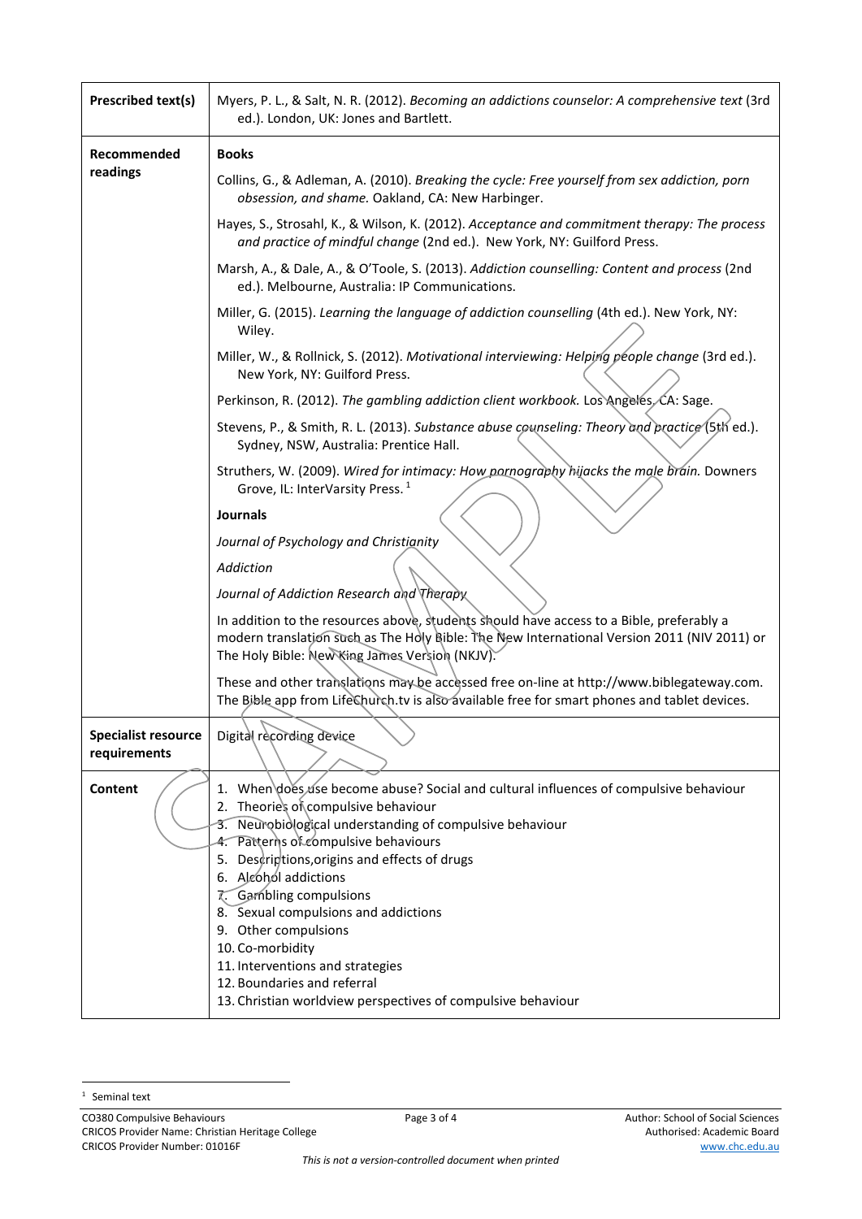| | |
|---|---|
| **Prescribed text(s)** | Myers, P. L., & Salt, N. R. (2012). *Becoming an addictions counselor: A comprehensive text* (3rd ed.). London, UK: Jones and Bartlett. |
| **Recommended readings** | **Books**<br><br>Collins, G., & Adleman, A. (2010). *Breaking the cycle: Free yourself from sex addiction, porn obsession, and shame.* Oakland, CA: New Harbinger.<br><br>Hayes, S., Strosahl, K., & Wilson, K. (2012). *Acceptance and commitment therapy: The process and practice of mindful change* (2nd ed.). New York, NY: Guilford Press.<br><br>Marsh, A., & Dale, A., & O'Toole, S. (2013). *Addiction counselling: Content and process* (2nd ed.). Melbourne, Australia: IP Communications.<br><br>Miller, G. (2015). *Learning the language of addiction counselling* (4th ed.). New York, NY: Wiley.<br><br>Miller, W., & Rollnick, S. (2012). *Motivational interviewing: Helping people change* (3rd ed.). New York, NY: Guilford Press.<br><br>Perkinson, R. (2012). *The gambling addiction client workbook.* Los Angeles, CA: Sage.<br><br>Stevens, P., & Smith, R. L. (2013). *Substance abuse counseling: Theory and practice* (5th ed.). Sydney, NSW, Australia: Prentice Hall.<br><br>Struthers, W. (2009). *Wired for intimacy: How pornography hijacks the male brain.* Downers Grove, IL: InterVarsity Press. [1]<br><br>**Journals**<br><br>*Journal of Psychology and Christianity*<br><br>*Addiction*<br><br>*Journal of Addiction Research and Therapy*<br><br>In addition to the resources above, students should have access to a Bible, preferably a modern translation such as The Holy Bible: The New International Version 2011 (NIV 2011) or The Holy Bible: New King James Version (NKJV).<br><br>These and other translations may be accessed free on-line at http://www.biblegateway.com. The Bible app from LifeChurch.tv is also available free for smart phones and tablet devices. |
| **Specialist resource requirements** | Digital recording device |
| **Content** | 1. When does use become abuse? Social and cultural influences of compulsive behaviour<br>2. Theories of compulsive behaviour<br>3. Neurobiological understanding of compulsive behaviour<br>4. Patterns of compulsive behaviours<br>5. Descriptions,origins and effects of drugs<br>6. Alcohol addictions<br>7. Gambling compulsions<br>8. Sexual compulsions and addictions<br>9. Other compulsions<br>10. Co-morbidity<br>11. Interventions and strategies<br>12. Boundaries and referral<br>13. Christian worldview perspectives of compulsive behaviour |

[1] Seminal text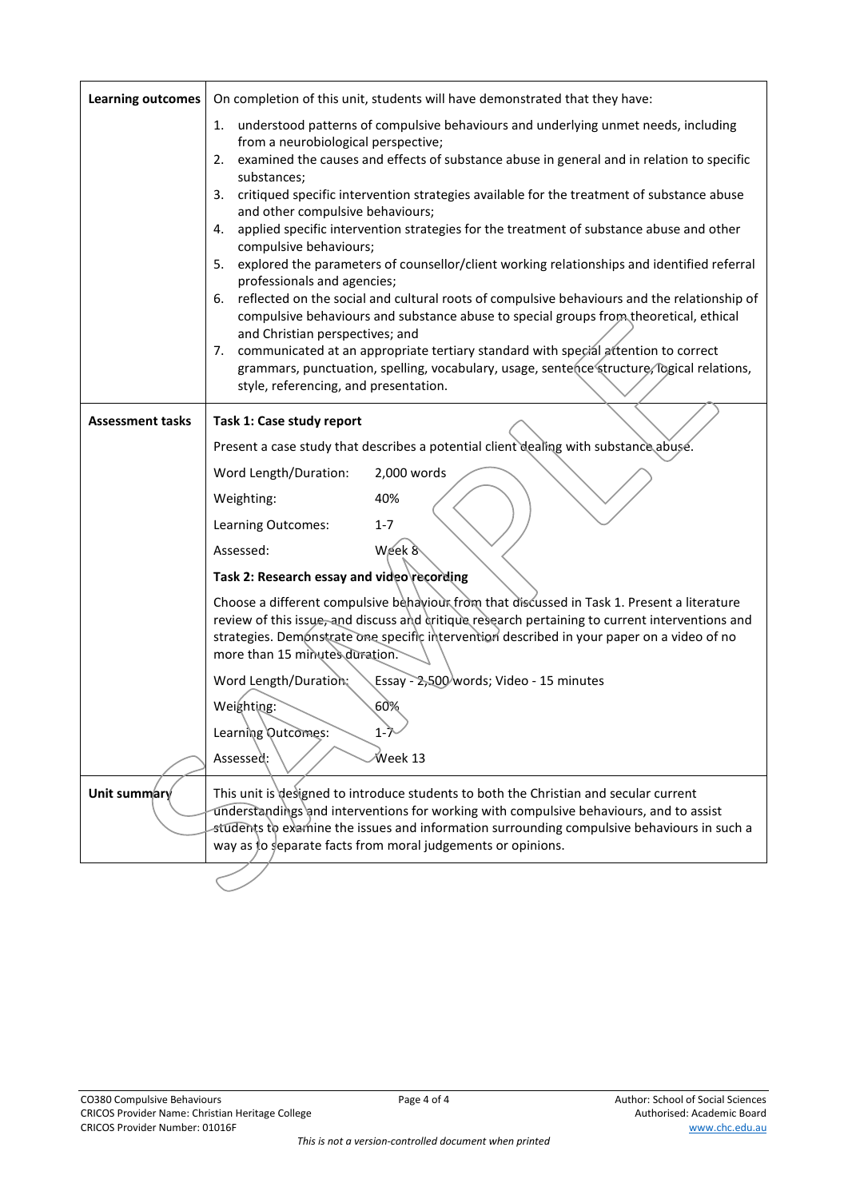| | |
|---|---|
| **Learning outcomes** | On completion of this unit, students will have demonstrated that they have:<br>1. understood patterns of compulsive behaviours and underlying unmet needs, including from a neurobiological perspective;<br>2. examined the causes and effects of substance abuse in general and in relation to specific substances;<br>3. critiqued specific intervention strategies available for the treatment of substance abuse and other compulsive behaviours;<br>4. applied specific intervention strategies for the treatment of substance abuse and other compulsive behaviours;<br>5. explored the parameters of counsellor/client working relationships and identified referral professionals and agencies;<br>6. reflected on the social and cultural roots of compulsive behaviours and the relationship of compulsive behaviours and substance abuse to special groups from theoretical, ethical and Christian perspectives; and<br>7. communicated at an appropriate tertiary standard with special attention to correct grammars, punctuation, spelling, vocabulary, usage, sentence structure, logical relations, style, referencing, and presentation. |
| **Assessment tasks** | **Task 1: Case study report**<br>Present a case study that describes a potential client dealing with substance abuse.<br>Word Length/Duration: 2,000 words<br>Weighting: 40%<br>Learning Outcomes: 1-7<br>Assessed: Week 8<br>**Task 2: Research essay and video recording**<br>Choose a different compulsive behaviour from that discussed in Task 1. Present a literature review of this issue, and discuss and critique research pertaining to current interventions and strategies. Demonstrate one specific intervention described in your paper on a video of no more than 15 minutes duration.<br>Word Length/Duration: Essay - 2,500 words; Video - 15 minutes<br>Weighting: 60%<br>Learning Outcomes: 1-7<br>Assessed: Week 13 |
| **Unit summary** | This unit is designed to introduce students to both the Christian and secular current understandings and interventions for working with compulsive behaviours, and to assist students to examine the issues and information surrounding compulsive behaviours in such a way as to separate facts from moral judgements or opinions. |